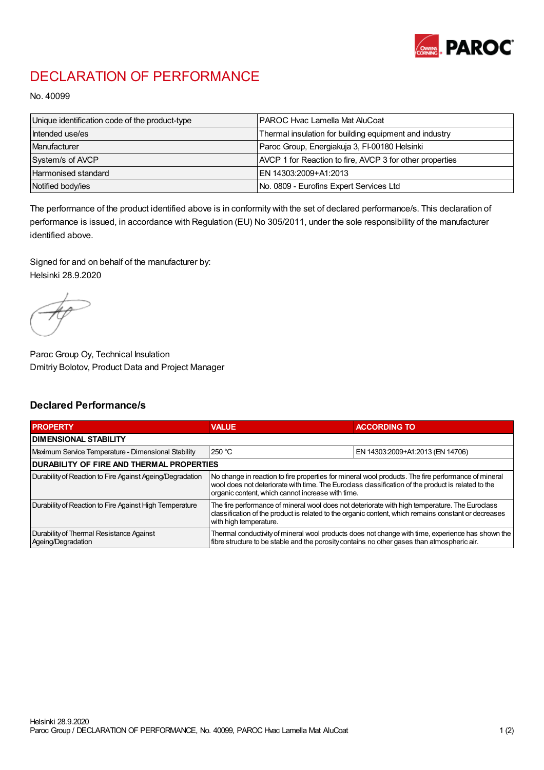# DECLARATION OF PERFORMANCE

No. 40099

| | |
|---|---|
| Unique identification code of the product-type | PAROC Hvac Lamella Mat AluCoat |
| Intended use/es | Thermal insulation for building equipment and industry |
| Manufacturer | Paroc Group, Energiakuja 3, FI-00180 Helsinki |
| System/s of AVCP | AVCP 1 for Reaction to fire, AVCP 3 for other properties |
| Harmonised standard | EN 14303:2009+A1:2013 |
| Notified body/ies | No. 0809 - Eurofins Expert Services Ltd |

The performance of the product identified above is in conformity with the set of declared performance/s. This declaration of performance is issued, in accordance with Regulation (EU) No 305/2011, under the sole responsibility of the manufacturer identified above.

Signed for and on behalf of the manufacturer by:
Helsinki 28.9.2020

Paroc Group Oy, Technical Insulation
Dmitriy Bolotov, Product Data and Project Manager

## Declared Performance/s

| PROPERTY | VALUE | ACCORDING TO |
|---|---|---|
| **DIMENSIONAL STABILITY** | | |
| Maximum Service Temperature - Dimensional Stability | 250 °C | EN 14303:2009+A1:2013 (EN 14706) |
| **DURABILITY OF FIRE AND THERMAL PROPERTIES** | | |
| Durability of Reaction to Fire Against Ageing/Degradation | No change in reaction to fire properties for mineral wool products. The fire performance of mineral wool does not deteriorate with time. The Euroclass classification of the product is related to the organic content, which cannot increase with time. | |
| Durability of Reaction to Fire Against High Temperature | The fire performance of mineral wool does not deteriorate with high temperature. The Euroclass classification of the product is related to the organic content, which remains constant or decreases with high temperature. | |
| Durability of Thermal Resistance Against Ageing/Degradation | Thermal conductivity of mineral wool products does not change with time, experience has shown the fibre structure to be stable and the porosity contains no other gases than atmospheric air. | |

Helsinki 28.9.2020
Paroc Group / DECLARATION OF PERFORMANCE, No. 40099, PAROC Hvac Lamella Mat AluCoat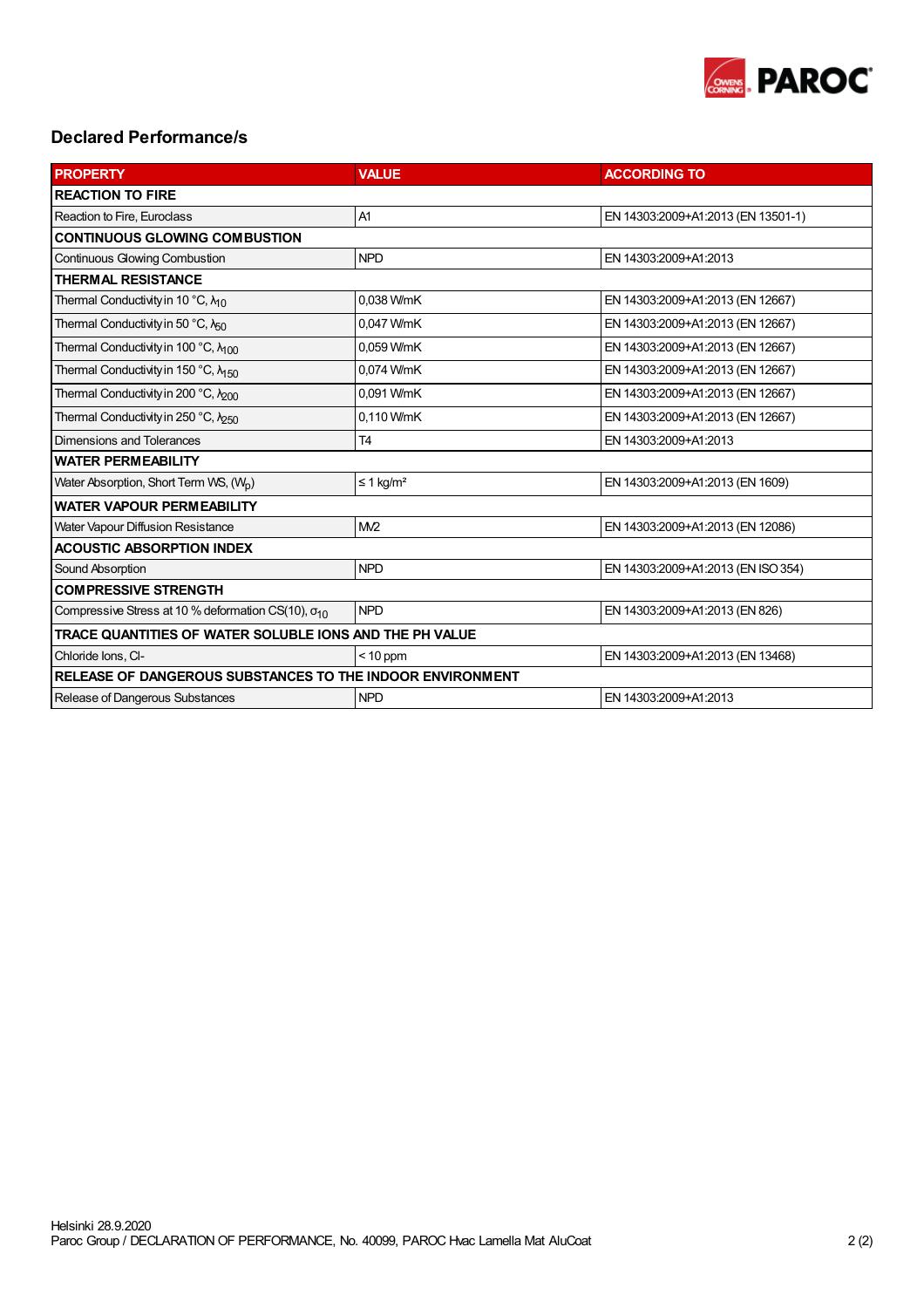## Declared Performance/s

| PROPERTY | VALUE | ACCORDING TO |
|---|---|---|
| **REACTION TO FIRE** | | |
| Reaction to Fire, Euroclass | A1 | EN 14303:2009+A1:2013 (EN 13501-1) |
| **CONTINUOUS GLOWING COMBUSTION** | | |
| Continuous Glowing Combustion | NPD | EN 14303:2009+A1:2013 |
| **THERMAL RESISTANCE** | | |
| Thermal Conductivity in 10 °C, $\lambda_{10}$ | 0,038 W/mK | EN 14303:2009+A1:2013 (EN 12667) |
| Thermal Conductivity in 50 °C, $\lambda_{50}$ | 0,047 W/mK | EN 14303:2009+A1:2013 (EN 12667) |
| Thermal Conductivity in 100 °C, $\lambda_{100}$ | 0,059 W/mK | EN 14303:2009+A1:2013 (EN 12667) |
| Thermal Conductivity in 150 °C, $\lambda_{150}$ | 0,074 W/mK | EN 14303:2009+A1:2013 (EN 12667) |
| Thermal Conductivity in 200 °C, $\lambda_{200}$ | 0,091 W/mK | EN 14303:2009+A1:2013 (EN 12667) |
| Thermal Conductivity in 250 °C, $\lambda_{250}$ | 0,110 W/mK | EN 14303:2009+A1:2013 (EN 12667) |
| Dimensions and Tolerances | T4 | EN 14303:2009+A1:2013 |
| **WATER PERMEABILITY** | | |
| Water Absorption, Short Term WS, ($W_p$) | ≤ 1 kg/m² | EN 14303:2009+A1:2013 (EN 1609) |
| **WATER VAPOUR PERMEABILITY** | | |
| Water Vapour Diffusion Resistance | MV2 | EN 14303:2009+A1:2013 (EN 12086) |
| **ACOUSTIC ABSORPTION INDEX** | | |
| Sound Absorption | NPD | EN 14303:2009+A1:2013 (EN ISO 354) |
| **COMPRESSIVE STRENGTH** | | |
| Compressive Stress at 10 % deformation CS(10), $\sigma_{10}$ | NPD | EN 14303:2009+A1:2013 (EN 826) |
| **TRACE QUANTITIES OF WATER SOLUBLE IONS AND THE PH VALUE** | | |
| Chloride Ions, Cl- | < 10 ppm | EN 14303:2009+A1:2013 (EN 13468) |
| **RELEASE OF DANGEROUS SUBSTANCES TO THE INDOOR ENVIRONMENT** | | |
| Release of Dangerous Substances | NPD | EN 14303:2009+A1:2013 |

Helsinki 28.9.2020
Paroc Group / DECLARATION OF PERFORMANCE, No. 40099, PAROC Hvac Lamella Mat AluCoat